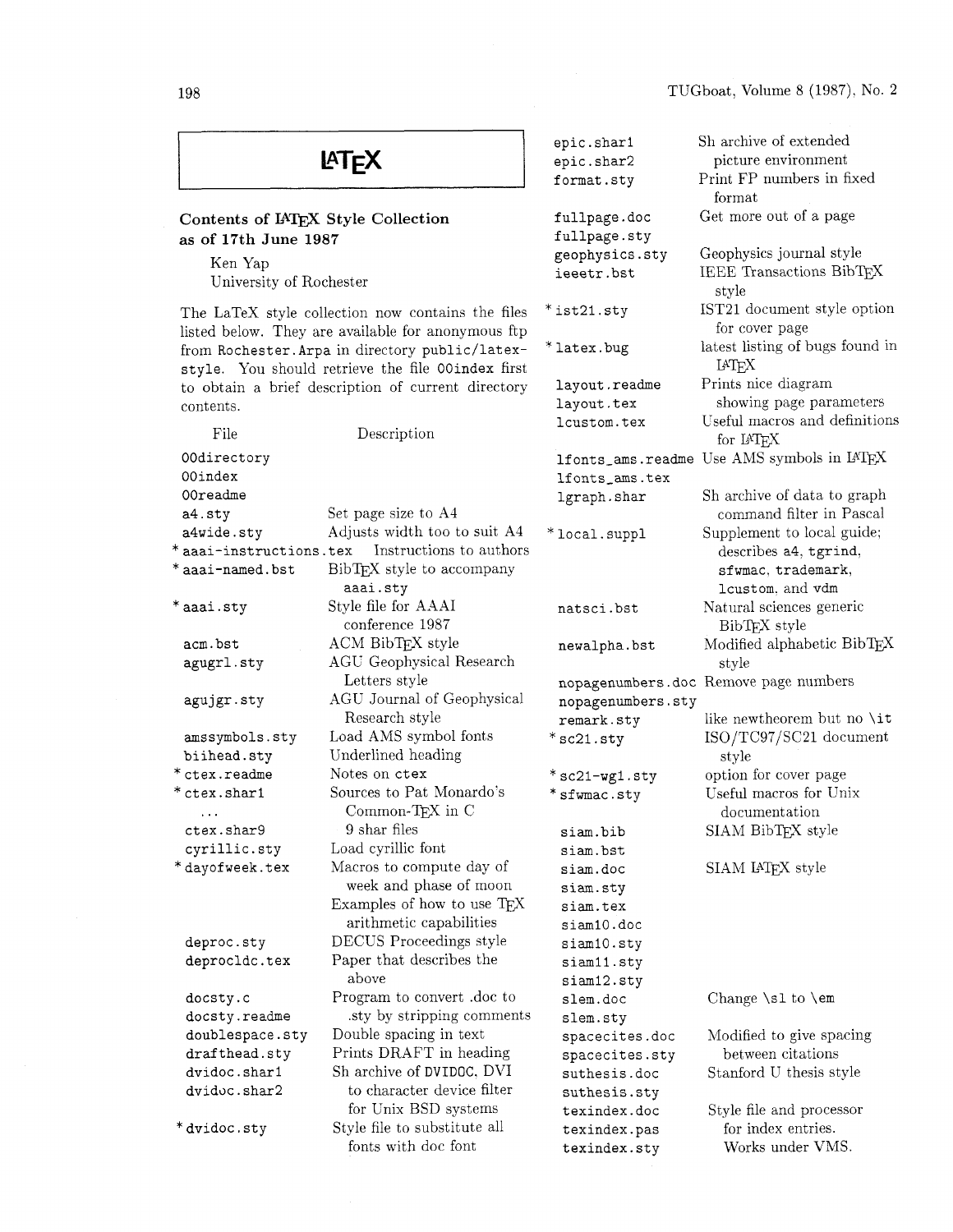# LaTeX

## Contents of LaTeX Style Collection as of 17th June 1987

Ken Yap
University of Rochester

The LaTeX style collection now contains the files listed below. They are available for anonymous ftp from Rochester.Arpa in directory public/latex-style. You should retrieve the file 00index first to obtain a brief description of current directory contents.

| File | Description |
| --- | --- |
| 00directory | |
| 00index | |
| 00readme | |
| a4.sty | Set page size to A4 |
| a4wide.sty | Adjusts width too to suit A4 |
| *aaai-instructions.tex | Instructions to authors |
| *aaai-named.bst | BibTeX style to accompany aaai.sty |
| *aaai.sty | Style file for AAAI conference 1987 |
| acm.bst | ACM BibTeX style |
| agugrl.sty | AGU Geophysical Research Letters style |
| agujgr.sty | AGU Journal of Geophysical Research style |
| amssymbols.sty | Load AMS symbol fonts |
| biihead.sty | Underlined heading |
| *ctex.readme | Notes on ctex |
| *ctex.shar1 | Sources to Pat Monardo's Common-TeX in C |
| ... | |
| ctex.shar9 | 9 shar files |
| cyrillic.sty | Load cyrillic font |
| *dayofweek.tex | Macros to compute day of week and phase of moon Examples of how to use TeX arithmetic capabilities |
| deproc.sty | DECUS Proceedings style |
| deprocldc.tex | Paper that describes the above |
| docsty.c | Program to convert .doc to .sty by stripping comments |
| docsty.readme | |
| doublespace.sty | Double spacing in text |
| drafthead.sty | Prints DRAFT in heading |
| dvidoc.shar1 | Sh archive of DVIDOC, DVI to character device filter for Unix BSD systems |
| dvidoc.shar2 | |
| *dvidoc.sty | Style file to substitute all fonts with doc font |
| epic.shar1 | Sh archive of extended picture environment |
| epic.shar2 | |
| format.sty | Print FP numbers in fixed format |
| fullpage.doc | Get more out of a page |
| fullpage.sty | |
| geophysics.sty | Geophysics journal style |
| ieeetr.bst | IEEE Transactions BibTeX style |
| *ist21.sty | IST21 document style option for cover page |
| *latex.bug | latest listing of bugs found in LaTeX |
| layout.readme | Prints nice diagram showing page parameters |
| layout.tex | |
| lcustom.tex | Useful macros and definitions for LaTeX |
| lfonts_ams.readme | Use AMS symbols in LaTeX |
| lfonts_ams.tex | |
| lgraph.shar | Sh archive of data to graph command filter in Pascal |
| *local.suppl | Supplement to local guide; describes a4, tgrind, sfwmac, trademark, lcustom, and vdm |
| natsci.bst | Natural sciences generic BibTeX style |
| newalpha.bst | Modified alphabetic BibTeX style |
| nopagenumbers.doc | Remove page numbers |
| nopagenumbers.sty | |
| remark.sty | like newtheorem but no \it |
| *sc21.sty | ISO/TC97/SC21 document style |
| *sc21-wg1.sty | option for cover page |
| *sfwmac.sty | Useful macros for Unix documentation |
| siam.bib | SIAM BibTeX style |
| siam.bst | |
| siam.doc | SIAM LaTeX style |
| siam.sty | |
| siam.tex | |
| siam10.doc | |
| siam10.sty | |
| siam11.sty | |
| siam12.sty | |
| slem.doc | Change \sl to \em |
| slem.sty | |
| spacecites.doc | Modified to give spacing between citations |
| spacecites.sty | |
| suthesis.doc | Stanford U thesis style |
| suthesis.sty | |
| texindex.doc | Style file and processor for index entries. Works under VMS. |
| texindex.pas | |
| texindex.sty | |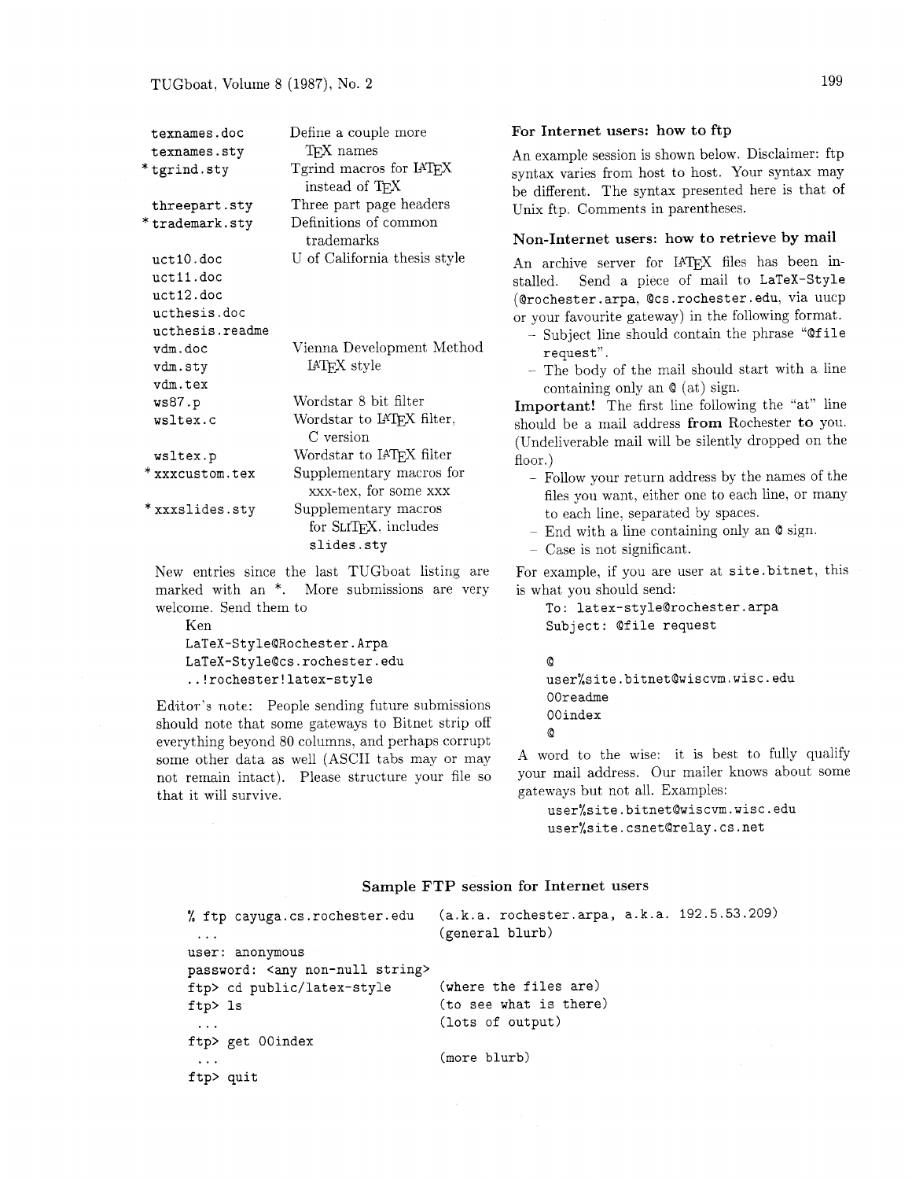| File | Description |
|---|---|
| texnames.doc | Define a couple more TeX names |
| texnames.sty | |
| * tgrind.sty | Tgrind macros for LaTeX instead of TeX |
| threepart.sty | Three part page headers |
| * trademark.sty | Definitions of common trademarks |
| uct10.doc | U of California thesis style |
| uct11.doc | |
| uct12.doc | |
| ucthesis.doc | |
| ucthesis.readme | |
| vdm.doc | Vienna Development Method LaTeX style |
| vdm.sty | |
| vdm.tex | |
| ws87.p | Wordstar 8 bit filter |
| wsltex.c | Wordstar to LaTeX filter, C version |
| wsltex.p | Wordstar to LaTeX filter |
| * xxxcustom.tex | Supplementary macros for xxx-tex, for some xxx |
| * xxxslides.sty | Supplementary macros for SLiTeX, includes slides.sty |

New entries since the last TUGboat listing are marked with an *. More submissions are very welcome. Send them to

Ken
LaTeX-Style@Rochester.Arpa
LaTeX-Style@cs.rochester.edu
..!rochester!latex-style

Editor's note: People sending future submissions should note that some gateways to Bitnet strip off everything beyond 80 columns, and perhaps corrupt some other data as well (ASCII tabs may or may not remain intact). Please structure your file so that it will survive.

### For Internet users: how to ftp

An example session is shown below. Disclaimer: ftp syntax varies from host to host. Your syntax may be different. The syntax presented here is that of Unix ftp. Comments in parentheses.

### Non-Internet users: how to retrieve by mail

An archive server for LaTeX files has been installed. Send a piece of mail to LaTeX-Style (@rochester.arpa, @cs.rochester.edu, via uucp or your favourite gateway) in the following format.

- Subject line should contain the phrase "@file request".
- The body of the mail should start with a line containing only an @ (at) sign.

**Important!** The first line following the "at" line should be a mail address **from** Rochester **to** you. (Undeliverable mail will be silently dropped on the floor.)

- Follow your return address by the names of the files you want, either one to each line, or many to each line, separated by spaces.
- End with a line containing only an @ sign.
- Case is not significant.

For example, if you are user at site.bitnet, this is what you should send:

```
To: latex-style@rochester.arpa
Subject: @file request

@
user%site.bitnet@wiscvm.wisc.edu
00readme
00index
@
```

A word to the wise: it is best to fully qualify your mail address. Our mailer knows about some gateways but not all. Examples:

```
user%site.bitnet@wiscvm.wisc.edu
user%site.csnet@relay.cs.net
```

### Sample FTP session for Internet users

```
% ftp cayuga.cs.rochester.edu   (a.k.a. rochester.arpa, a.k.a. 192.5.53.209)
 ...                            (general blurb)
user: anonymous
password: <any non-null string>
ftp> cd public/latex-style      (where the files are)
ftp> ls                         (to see what is there)
 ...                            (lots of output)
ftp> get 00index
 ...                            (more blurb)
ftp> quit
```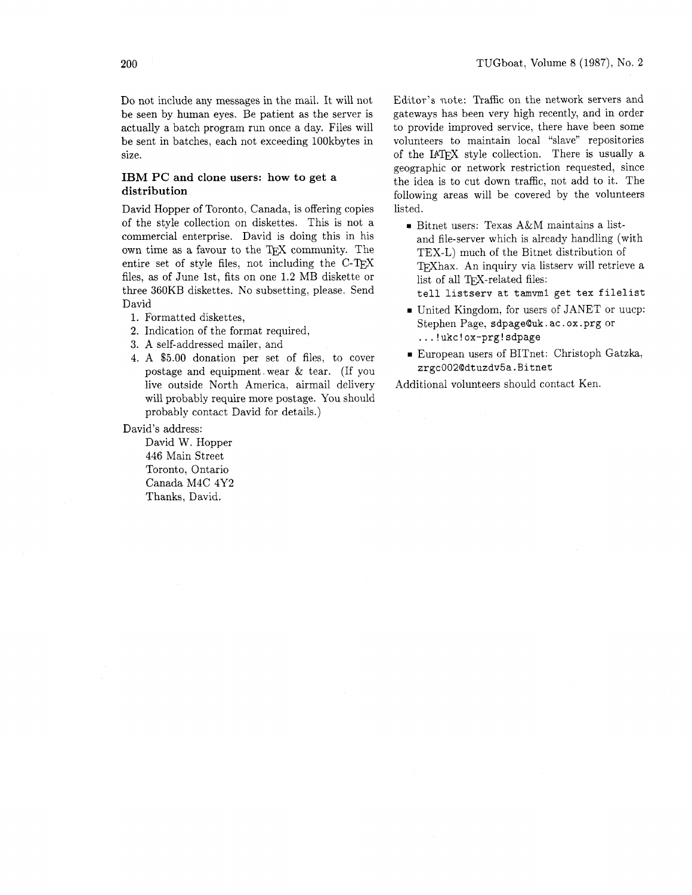Do not include any messages in the mail. It will not be seen by human eyes. Be patient as the server is actually a batch program run once a day. Files will be sent in batches, each not exceeding 100kbytes in size.

### IBM PC and clone users: how to get a distribution

David Hopper of Toronto, Canada, is offering copies of the style collection on diskettes. This is not a commercial enterprise. David is doing this in his own time as a favour to the TeX community. The entire set of style files, not including the C-TeX files, as of June 1st, fits on one 1.2 MB diskette or three 360KB diskettes. No subsetting, please. Send David

1. Formatted diskettes,
2. Indication of the format required,
3. A self-addressed mailer, and
4. A $5.00 donation per set of files, to cover postage and equipment wear & tear. (If you live outside North America, airmail delivery will probably require more postage. You should probably contact David for details.)

David's address:

David W. Hopper
446 Main Street
Toronto, Ontario
Canada M4C 4Y2

Thanks, David.

Editor's note: Traffic on the network servers and gateways has been very high recently, and in order to provide improved service, there have been some volunteers to maintain local "slave" repositories of the LaTeX style collection. There is usually a geographic or network restriction requested, since the idea is to cut down traffic, not add to it. The following areas will be covered by the volunteers listed.

- Bitnet users: Texas A&M maintains a list- and file-server which is already handling (with TEX-L) much of the Bitnet distribution of TeXhax. An inquiry via listserv will retrieve a list of all TeX-related files:
  `tell listserv at tamvm1 get tex filelist`
- United Kingdom, for users of JANET or uucp: Stephen Page, `sdpage@uk.ac.ox.prg` or `...!ukc!ox-prg!sdpage`
- European users of BITnet: Christoph Gatzka, `zrgc002@dtuzdv5a.Bitnet`

Additional volunteers should contact Ken.